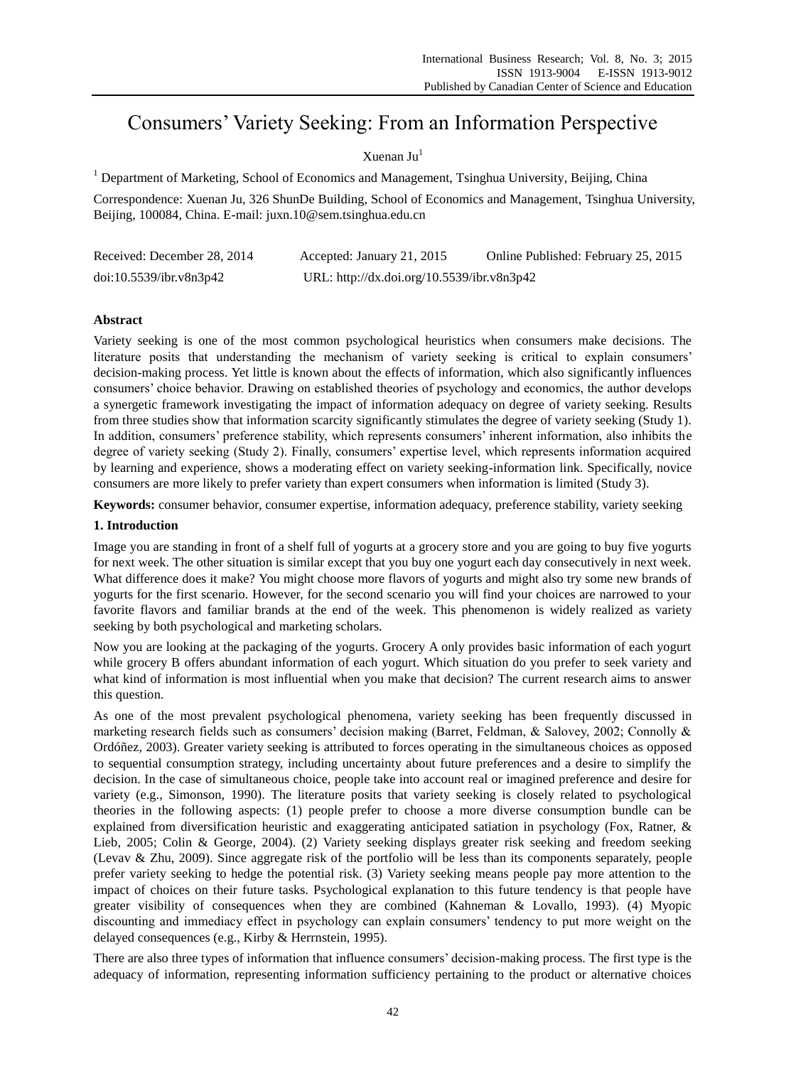# Consumers' Variety Seeking: From an Information Perspective

Xuenan Ju[1]

[1] Department of Marketing, School of Economics and Management, Tsinghua University, Beijing, China

Correspondence: Xuenan Ju, 326 ShunDe Building, School of Economics and Management, Tsinghua University, Beijing, 100084, China. E-mail: juxn.10@sem.tsinghua.edu.cn

Received: December 28, 2014 Accepted: January 21, 2015 Online Published: February 25, 2015

doi:10.5539/ibr.v8n3p42 URL: http://dx.doi.org/10.5539/ibr.v8n3p42

## Abstract

Variety seeking is one of the most common psychological heuristics when consumers make decisions. The literature posits that understanding the mechanism of variety seeking is critical to explain consumers' decision-making process. Yet little is known about the effects of information, which also significantly influences consumers' choice behavior. Drawing on established theories of psychology and economics, the author develops a synergetic framework investigating the impact of information adequacy on degree of variety seeking. Results from three studies show that information scarcity significantly stimulates the degree of variety seeking (Study 1). In addition, consumers' preference stability, which represents consumers' inherent information, also inhibits the degree of variety seeking (Study 2). Finally, consumers' expertise level, which represents information acquired by learning and experience, shows a moderating effect on variety seeking-information link. Specifically, novice consumers are more likely to prefer variety than expert consumers when information is limited (Study 3).

**Keywords:** consumer behavior, consumer expertise, information adequacy, preference stability, variety seeking

## 1. Introduction

Image you are standing in front of a shelf full of yogurts at a grocery store and you are going to buy five yogurts for next week. The other situation is similar except that you buy one yogurt each day consecutively in next week. What difference does it make? You might choose more flavors of yogurts and might also try some new brands of yogurts for the first scenario. However, for the second scenario you will find your choices are narrowed to your favorite flavors and familiar brands at the end of the week. This phenomenon is widely realized as variety seeking by both psychological and marketing scholars.

Now you are looking at the packaging of the yogurts. Grocery A only provides basic information of each yogurt while grocery B offers abundant information of each yogurt. Which situation do you prefer to seek variety and what kind of information is most influential when you make that decision? The current research aims to answer this question.

As one of the most prevalent psychological phenomena, variety seeking has been frequently discussed in marketing research fields such as consumers' decision making (Barret, Feldman, & Salovey, 2002; Connolly & Ordóñez, 2003). Greater variety seeking is attributed to forces operating in the simultaneous choices as opposed to sequential consumption strategy, including uncertainty about future preferences and a desire to simplify the decision. In the case of simultaneous choice, people take into account real or imagined preference and desire for variety (e.g., Simonson, 1990). The literature posits that variety seeking is closely related to psychological theories in the following aspects: (1) people prefer to choose a more diverse consumption bundle can be explained from diversification heuristic and exaggerating anticipated satiation in psychology (Fox, Ratner, & Lieb, 2005; Colin & George, 2004). (2) Variety seeking displays greater risk seeking and freedom seeking (Levav & Zhu, 2009). Since aggregate risk of the portfolio will be less than its components separately, people prefer variety seeking to hedge the potential risk. (3) Variety seeking means people pay more attention to the impact of choices on their future tasks. Psychological explanation to this future tendency is that people have greater visibility of consequences when they are combined (Kahneman & Lovallo, 1993). (4) Myopic discounting and immediacy effect in psychology can explain consumers' tendency to put more weight on the delayed consequences (e.g., Kirby & Herrnstein, 1995).

There are also three types of information that influence consumers' decision-making process. The first type is the adequacy of information, representing information sufficiency pertaining to the product or alternative choices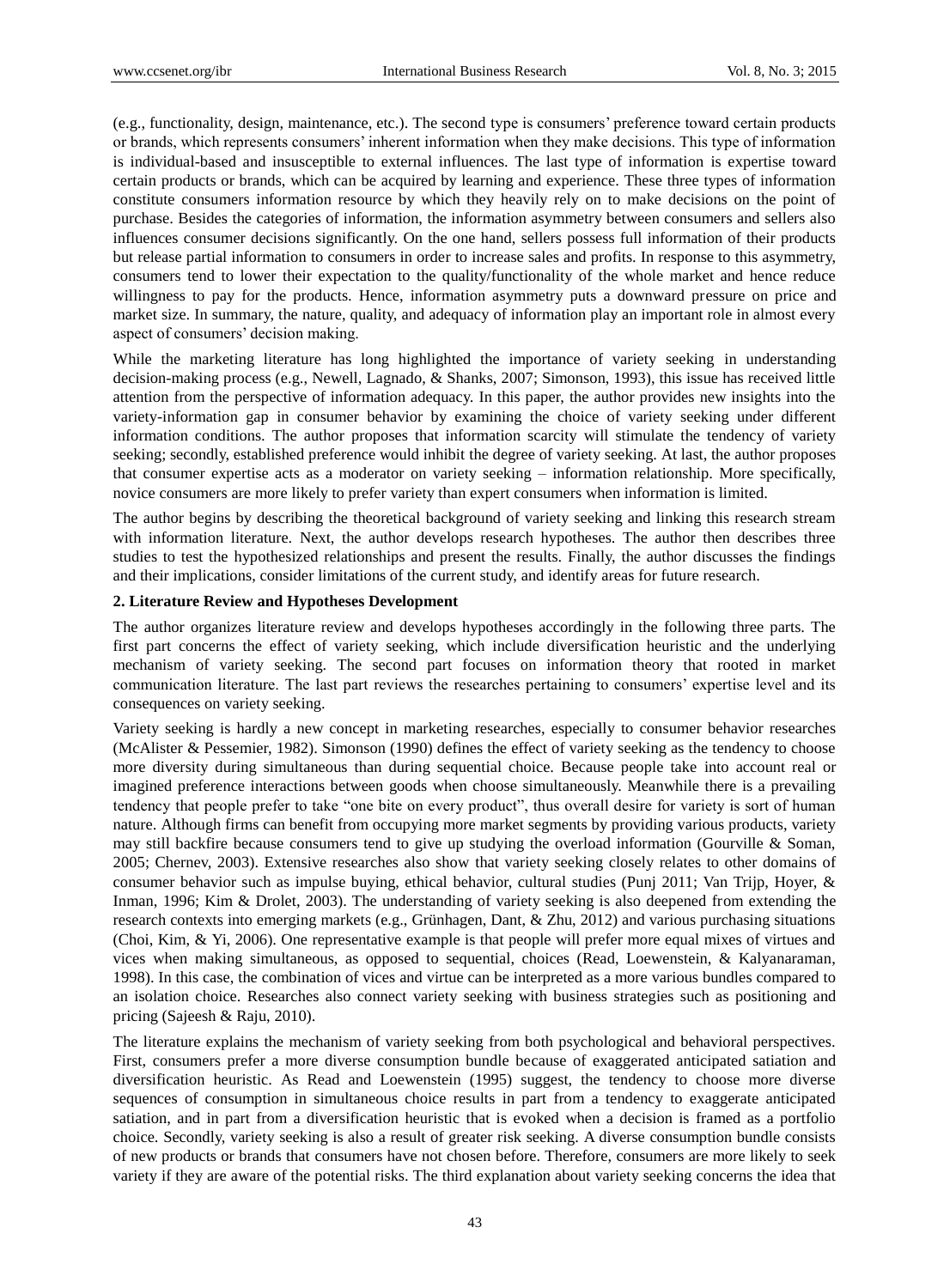(e.g., functionality, design, maintenance, etc.). The second type is consumers' preference toward certain products or brands, which represents consumers' inherent information when they make decisions. This type of information is individual-based and insusceptible to external influences. The last type of information is expertise toward certain products or brands, which can be acquired by learning and experience. These three types of information constitute consumers information resource by which they heavily rely on to make decisions on the point of purchase. Besides the categories of information, the information asymmetry between consumers and sellers also influences consumer decisions significantly. On the one hand, sellers possess full information of their products but release partial information to consumers in order to increase sales and profits. In response to this asymmetry, consumers tend to lower their expectation to the quality/functionality of the whole market and hence reduce willingness to pay for the products. Hence, information asymmetry puts a downward pressure on price and market size. In summary, the nature, quality, and adequacy of information play an important role in almost every aspect of consumers' decision making.

While the marketing literature has long highlighted the importance of variety seeking in understanding decision-making process (e.g., Newell, Lagnado, & Shanks, 2007; Simonson, 1993), this issue has received little attention from the perspective of information adequacy. In this paper, the author provides new insights into the variety-information gap in consumer behavior by examining the choice of variety seeking under different information conditions. The author proposes that information scarcity will stimulate the tendency of variety seeking; secondly, established preference would inhibit the degree of variety seeking. At last, the author proposes that consumer expertise acts as a moderator on variety seeking – information relationship. More specifically, novice consumers are more likely to prefer variety than expert consumers when information is limited.

The author begins by describing the theoretical background of variety seeking and linking this research stream with information literature. Next, the author develops research hypotheses. The author then describes three studies to test the hypothesized relationships and present the results. Finally, the author discusses the findings and their implications, consider limitations of the current study, and identify areas for future research.

## 2. Literature Review and Hypotheses Development

The author organizes literature review and develops hypotheses accordingly in the following three parts. The first part concerns the effect of variety seeking, which include diversification heuristic and the underlying mechanism of variety seeking. The second part focuses on information theory that rooted in market communication literature. The last part reviews the researches pertaining to consumers' expertise level and its consequences on variety seeking.

Variety seeking is hardly a new concept in marketing researches, especially to consumer behavior researches (McAlister & Pessemier, 1982). Simonson (1990) defines the effect of variety seeking as the tendency to choose more diversity during simultaneous than during sequential choice. Because people take into account real or imagined preference interactions between goods when choose simultaneously. Meanwhile there is a prevailing tendency that people prefer to take "one bite on every product", thus overall desire for variety is sort of human nature. Although firms can benefit from occupying more market segments by providing various products, variety may still backfire because consumers tend to give up studying the overload information (Gourville & Soman, 2005; Chernev, 2003). Extensive researches also show that variety seeking closely relates to other domains of consumer behavior such as impulse buying, ethical behavior, cultural studies (Punj 2011; Van Trijp, Hoyer, & Inman, 1996; Kim & Drolet, 2003). The understanding of variety seeking is also deepened from extending the research contexts into emerging markets (e.g., Grünhagen, Dant, & Zhu, 2012) and various purchasing situations (Choi, Kim, & Yi, 2006). One representative example is that people will prefer more equal mixes of virtues and vices when making simultaneous, as opposed to sequential, choices (Read, Loewenstein, & Kalyanaraman, 1998). In this case, the combination of vices and virtue can be interpreted as a more various bundles compared to an isolation choice. Researches also connect variety seeking with business strategies such as positioning and pricing (Sajeesh & Raju, 2010).

The literature explains the mechanism of variety seeking from both psychological and behavioral perspectives. First, consumers prefer a more diverse consumption bundle because of exaggerated anticipated satiation and diversification heuristic. As Read and Loewenstein (1995) suggest, the tendency to choose more diverse sequences of consumption in simultaneous choice results in part from a tendency to exaggerate anticipated satiation, and in part from a diversification heuristic that is evoked when a decision is framed as a portfolio choice. Secondly, variety seeking is also a result of greater risk seeking. A diverse consumption bundle consists of new products or brands that consumers have not chosen before. Therefore, consumers are more likely to seek variety if they are aware of the potential risks. The third explanation about variety seeking concerns the idea that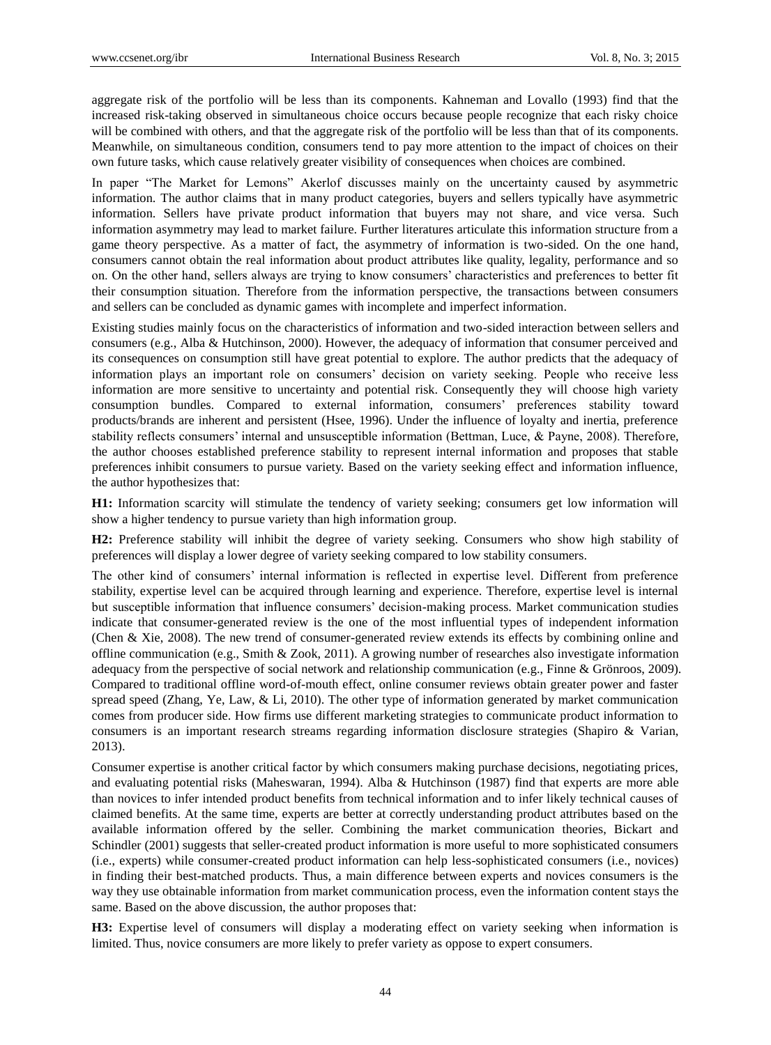aggregate risk of the portfolio will be less than its components. Kahneman and Lovallo (1993) find that the increased risk-taking observed in simultaneous choice occurs because people recognize that each risky choice will be combined with others, and that the aggregate risk of the portfolio will be less than that of its components. Meanwhile, on simultaneous condition, consumers tend to pay more attention to the impact of choices on their own future tasks, which cause relatively greater visibility of consequences when choices are combined.

In paper "The Market for Lemons" Akerlof discusses mainly on the uncertainty caused by asymmetric information. The author claims that in many product categories, buyers and sellers typically have asymmetric information. Sellers have private product information that buyers may not share, and vice versa. Such information asymmetry may lead to market failure. Further literatures articulate this information structure from a game theory perspective. As a matter of fact, the asymmetry of information is two-sided. On the one hand, consumers cannot obtain the real information about product attributes like quality, legality, performance and so on. On the other hand, sellers always are trying to know consumers' characteristics and preferences to better fit their consumption situation. Therefore from the information perspective, the transactions between consumers and sellers can be concluded as dynamic games with incomplete and imperfect information.

Existing studies mainly focus on the characteristics of information and two-sided interaction between sellers and consumers (e.g., Alba & Hutchinson, 2000). However, the adequacy of information that consumer perceived and its consequences on consumption still have great potential to explore. The author predicts that the adequacy of information plays an important role on consumers' decision on variety seeking. People who receive less information are more sensitive to uncertainty and potential risk. Consequently they will choose high variety consumption bundles. Compared to external information, consumers' preferences stability toward products/brands are inherent and persistent (Hsee, 1996). Under the influence of loyalty and inertia, preference stability reflects consumers' internal and unsusceptible information (Bettman, Luce, & Payne, 2008). Therefore, the author chooses established preference stability to represent internal information and proposes that stable preferences inhibit consumers to pursue variety. Based on the variety seeking effect and information influence, the author hypothesizes that:

**H1:** Information scarcity will stimulate the tendency of variety seeking; consumers get low information will show a higher tendency to pursue variety than high information group.

**H2:** Preference stability will inhibit the degree of variety seeking. Consumers who show high stability of preferences will display a lower degree of variety seeking compared to low stability consumers.

The other kind of consumers' internal information is reflected in expertise level. Different from preference stability, expertise level can be acquired through learning and experience. Therefore, expertise level is internal but susceptible information that influence consumers' decision-making process. Market communication studies indicate that consumer-generated review is the one of the most influential types of independent information (Chen & Xie, 2008). The new trend of consumer-generated review extends its effects by combining online and offline communication (e.g., Smith & Zook, 2011). A growing number of researches also investigate information adequacy from the perspective of social network and relationship communication (e.g., Finne & Grönroos, 2009). Compared to traditional offline word-of-mouth effect, online consumer reviews obtain greater power and faster spread speed (Zhang, Ye, Law, & Li, 2010). The other type of information generated by market communication comes from producer side. How firms use different marketing strategies to communicate product information to consumers is an important research streams regarding information disclosure strategies (Shapiro & Varian, 2013).

Consumer expertise is another critical factor by which consumers making purchase decisions, negotiating prices, and evaluating potential risks (Maheswaran, 1994). Alba & Hutchinson (1987) find that experts are more able than novices to infer intended product benefits from technical information and to infer likely technical causes of claimed benefits. At the same time, experts are better at correctly understanding product attributes based on the available information offered by the seller. Combining the market communication theories, Bickart and Schindler (2001) suggests that seller-created product information is more useful to more sophisticated consumers (i.e., experts) while consumer-created product information can help less-sophisticated consumers (i.e., novices) in finding their best-matched products. Thus, a main difference between experts and novices consumers is the way they use obtainable information from market communication process, even the information content stays the same. Based on the above discussion, the author proposes that:

**H3:** Expertise level of consumers will display a moderating effect on variety seeking when information is limited. Thus, novice consumers are more likely to prefer variety as oppose to expert consumers.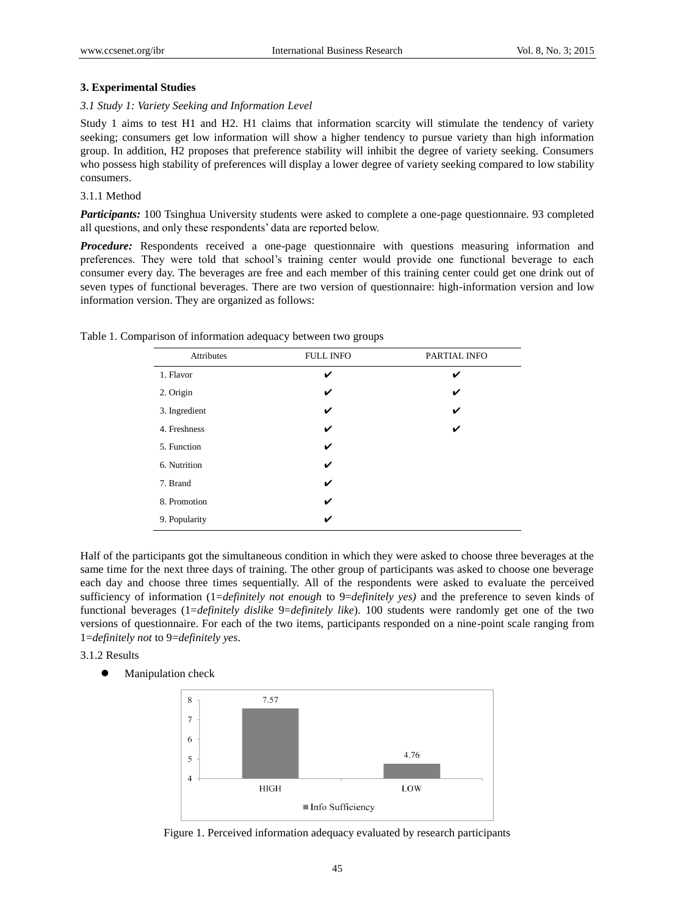## 3. Experimental Studies

### *3.1 Study 1: Variety Seeking and Information Level*

Study 1 aims to test H1 and H2. H1 claims that information scarcity will stimulate the tendency of variety seeking; consumers get low information will show a higher tendency to pursue variety than high information group. In addition, H2 proposes that preference stability will inhibit the degree of variety seeking. Consumers who possess high stability of preferences will display a lower degree of variety seeking compared to low stability consumers.

3.1.1 Method

***Participants:*** 100 Tsinghua University students were asked to complete a one-page questionnaire. 93 completed all questions, and only these respondents' data are reported below.

***Procedure:*** Respondents received a one-page questionnaire with questions measuring information and preferences. They were told that school's training center would provide one functional beverage to each consumer every day. The beverages are free and each member of this training center could get one drink out of seven types of functional beverages. There are two version of questionnaire: high-information version and low information version. They are organized as follows:

Table 1. Comparison of information adequacy between two groups

| Attributes | FULL INFO | PARTIAL INFO |
|---|---|---|
| 1. Flavor | ✔ | ✔ |
| 2. Origin | ✔ | ✔ |
| 3. Ingredient | ✔ | ✔ |
| 4. Freshness | ✔ | ✔ |
| 5. Function | ✔ | |
| 6. Nutrition | ✔ | |
| 7. Brand | ✔ | |
| 8. Promotion | ✔ | |
| 9. Popularity | ✔ | |

Half of the participants got the simultaneous condition in which they were asked to choose three beverages at the same time for the next three days of training. The other group of participants was asked to choose one beverage each day and choose three times sequentially. All of the respondents were asked to evaluate the perceived sufficiency of information (1=*definitely not enough* to 9=*definitely yes)* and the preference to seven kinds of functional beverages (1=*definitely dislike* 9=*definitely like*). 100 students were randomly get one of the two versions of questionnaire. For each of the two items, participants responded on a nine-point scale ranging from 1=*definitely not* to 9=*definitely yes*.

3.1.2 Results

- Manipulation check

| | HIGH | LOW |
|---|---|---|
| Info Sufficiency | 7.57 | 4.76 |

Figure 1. Perceived information adequacy evaluated by research participants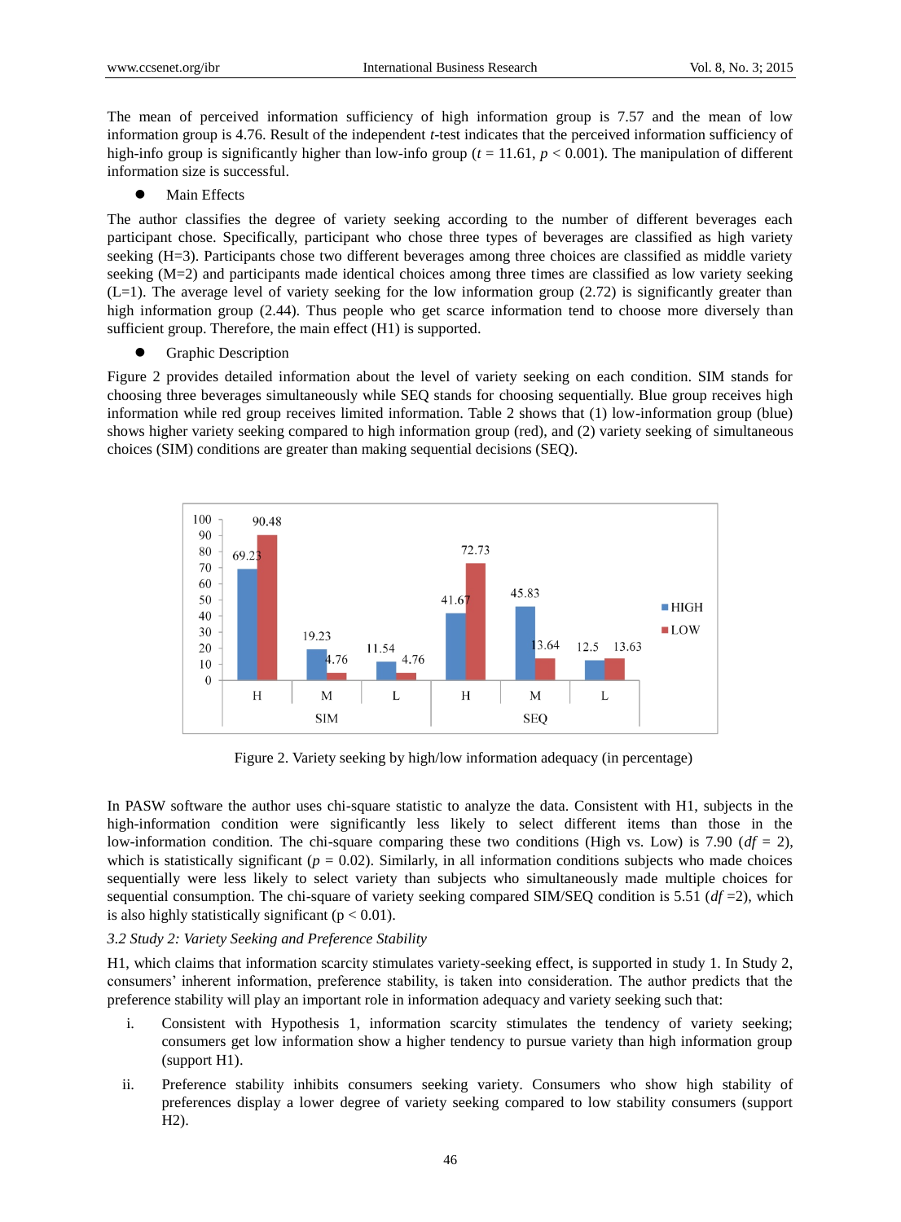The mean of perceived information sufficiency of high information group is 7.57 and the mean of low information group is 4.76. Result of the independent *t*-test indicates that the perceived information sufficiency of high-info group is significantly higher than low-info group ($t$ = 11.61, $p$ < 0.001). The manipulation of different information size is successful.

- Main Effects

The author classifies the degree of variety seeking according to the number of different beverages each participant chose. Specifically, participant who chose three types of beverages are classified as high variety seeking (H=3). Participants chose two different beverages among three choices are classified as middle variety seeking (M=2) and participants made identical choices among three times are classified as low variety seeking (L=1). The average level of variety seeking for the low information group (2.72) is significantly greater than high information group (2.44). Thus people who get scarce information tend to choose more diversely than sufficient group. Therefore, the main effect (H1) is supported.

- Graphic Description

Figure 2 provides detailed information about the level of variety seeking on each condition. SIM stands for choosing three beverages simultaneously while SEQ stands for choosing sequentially. Blue group receives high information while red group receives limited information. Table 2 shows that (1) low-information group (blue) shows higher variety seeking compared to high information group (red), and (2) variety seeking of simultaneous choices (SIM) conditions are greater than making sequential decisions (SEQ).

| | | HIGH | LOW |
|---|---|---|---|
| SIM | H | 69.23 | 90.48 |
| | M | 19.23 | 4.76 |
| | L | 11.54 | 4.76 |
| SEQ | H | 41.67 | 72.73 |
| | M | 45.83 | 13.64 |
| | L | 12.5 | 13.63 |

Figure 2. Variety seeking by high/low information adequacy (in percentage)

In PASW software the author uses chi-square statistic to analyze the data. Consistent with H1, subjects in the high-information condition were significantly less likely to select different items than those in the low-information condition. The chi-square comparing these two conditions (High vs. Low) is 7.90 (*df* = 2), which is statistically significant ($p$ = 0.02). Similarly, in all information conditions subjects who made choices sequentially were less likely to select variety than subjects who simultaneously made multiple choices for sequential consumption. The chi-square of variety seeking compared SIM/SEQ condition is 5.51 (*df* =2), which is also highly statistically significant ($p < 0.01$).

### 3.2 Study 2: Variety Seeking and Preference Stability

H1, which claims that information scarcity stimulates variety-seeking effect, is supported in study 1. In Study 2, consumers' inherent information, preference stability, is taken into consideration. The author predicts that the preference stability will play an important role in information adequacy and variety seeking such that:

i. Consistent with Hypothesis 1, information scarcity stimulates the tendency of variety seeking; consumers get low information show a higher tendency to pursue variety than high information group (support H1).

ii. Preference stability inhibits consumers seeking variety. Consumers who show high stability of preferences display a lower degree of variety seeking compared to low stability consumers (support H2).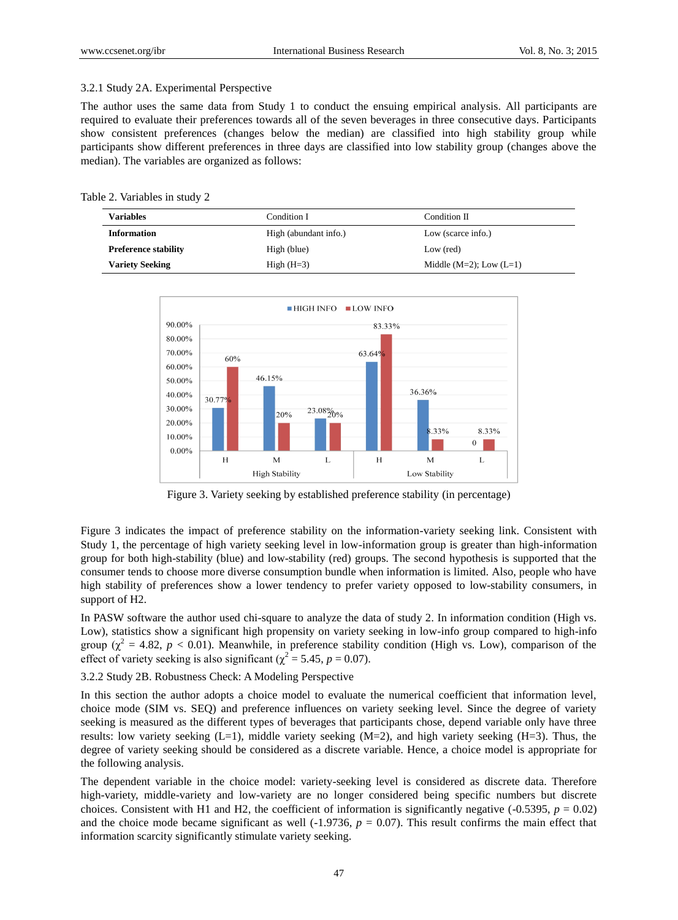3.2.1 Study 2A. Experimental Perspective

The author uses the same data from Study 1 to conduct the ensuing empirical analysis. All participants are required to evaluate their preferences towards all of the seven beverages in three consecutive days. Participants show consistent preferences (changes below the median) are classified into high stability group while participants show different preferences in three days are classified into low stability group (changes above the median). The variables are organized as follows:

Table 2. Variables in study 2

| Variables | Condition I | Condition II |
|---|---|---|
| **Information** | High (abundant info.) | Low (scarce info.) |
| **Preference stability** | High (blue) | Low (red) |
| **Variety Seeking** | High (H=3) | Middle (M=2); Low (L=1) |

Figure 3. Variety seeking by established preference stability (in percentage)

Figure 3 indicates the impact of preference stability on the information-variety seeking link. Consistent with Study 1, the percentage of high variety seeking level in low-information group is greater than high-information group for both high-stability (blue) and low-stability (red) groups. The second hypothesis is supported that the consumer tends to choose more diverse consumption bundle when information is limited. Also, people who have high stability of preferences show a lower tendency to prefer variety opposed to low-stability consumers, in support of H2.

In PASW software the author used chi-square to analyze the data of study 2. In information condition (High vs. Low), statistics show a significant high propensity on variety seeking in low-info group compared to high-info group ($\chi^2$ = 4.82, $p$ < 0.01). Meanwhile, in preference stability condition (High vs. Low), comparison of the effect of variety seeking is also significant ($\chi^2$ = 5.45, $p$ = 0.07).

3.2.2 Study 2B. Robustness Check: A Modeling Perspective

In this section the author adopts a choice model to evaluate the numerical coefficient that information level, choice mode (SIM vs. SEQ) and preference influences on variety seeking level. Since the degree of variety seeking is measured as the different types of beverages that participants chose, depend variable only have three results: low variety seeking (L=1), middle variety seeking (M=2), and high variety seeking (H=3). Thus, the degree of variety seeking should be considered as a discrete variable. Hence, a choice model is appropriate for the following analysis.

The dependent variable in the choice model: variety-seeking level is considered as discrete data. Therefore high-variety, middle-variety and low-variety are no longer considered being specific numbers but discrete choices. Consistent with H1 and H2, the coefficient of information is significantly negative (-0.5395, $p$ = 0.02) and the choice mode became significant as well (-1.9736, $p$ = 0.07). This result confirms the main effect that information scarcity significantly stimulate variety seeking.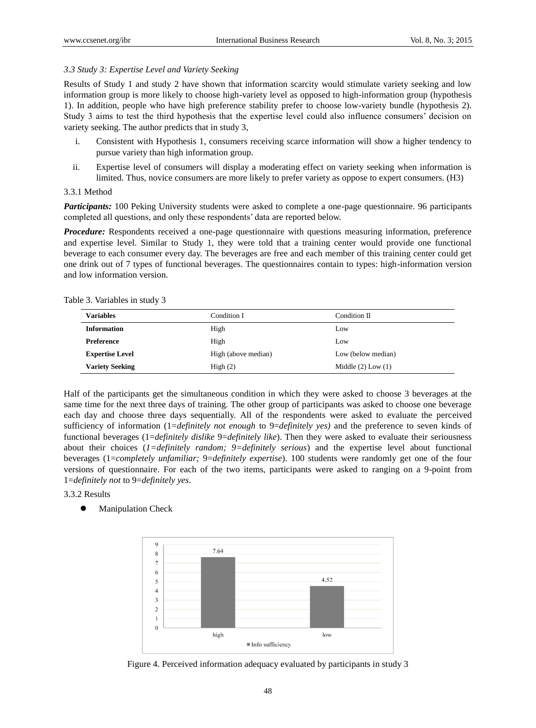*3.3 Study 3: Expertise Level and Variety Seeking*

Results of Study 1 and study 2 have shown that information scarcity would stimulate variety seeking and low information group is more likely to choose high-variety level as opposed to high-information group (hypothesis 1). In addition, people who have high preference stability prefer to choose low-variety bundle (hypothesis 2). Study 3 aims to test the third hypothesis that the expertise level could also influence consumers' decision on variety seeking. The author predicts that in study 3,

i. Consistent with Hypothesis 1, consumers receiving scarce information will show a higher tendency to pursue variety than high information group.

ii. Expertise level of consumers will display a moderating effect on variety seeking when information is limited. Thus, novice consumers are more likely to prefer variety as oppose to expert consumers. (H3)

3.3.1 Method

***Participants:*** 100 Peking University students were asked to complete a one-page questionnaire. 96 participants completed all questions, and only these respondents' data are reported below.

***Procedure:*** Respondents received a one-page questionnaire with questions measuring information, preference and expertise level. Similar to Study 1, they were told that a training center would provide one functional beverage to each consumer every day. The beverages are free and each member of this training center could get one drink out of 7 types of functional beverages. The questionnaires contain to types: high-information version and low information version.

Table 3. Variables in study 3

| Variables | Condition I | Condition II |
|---|---|---|
| **Information** | High | Low |
| **Preference** | High | Low |
| **Expertise Level** | High (above median) | Low (below median) |
| **Variety Seeking** | High (2) | Middle (2) Low (1) |

Half of the participants get the simultaneous condition in which they were asked to choose 3 beverages at the same time for the next three days of training. The other group of participants was asked to choose one beverage each day and choose three days sequentially. All of the respondents were asked to evaluate the perceived sufficiency of information (1=*definitely not enough* to 9=*definitely yes)* and the preference to seven kinds of functional beverages (1=*definitely dislike* 9=*definitely like*). Then they were asked to evaluate their seriousness about their choices (*1=definitely random; 9=definitely serious*) and the expertise level about functional beverages (1=*completely unfamiliar;* 9=*definitely expertise*). 100 students were randomly get one of the four versions of questionnaire. For each of the two items, participants were asked to ranging on a 9-point from 1=*definitely not* to 9=*definitely yes*.

3.3.2 Results

- Manipulation Check

| | Info sufficiency |
|---|---|
| high | 7.64 |
| low | 4.52 |

Figure 4. Perceived information adequacy evaluated by participants in study 3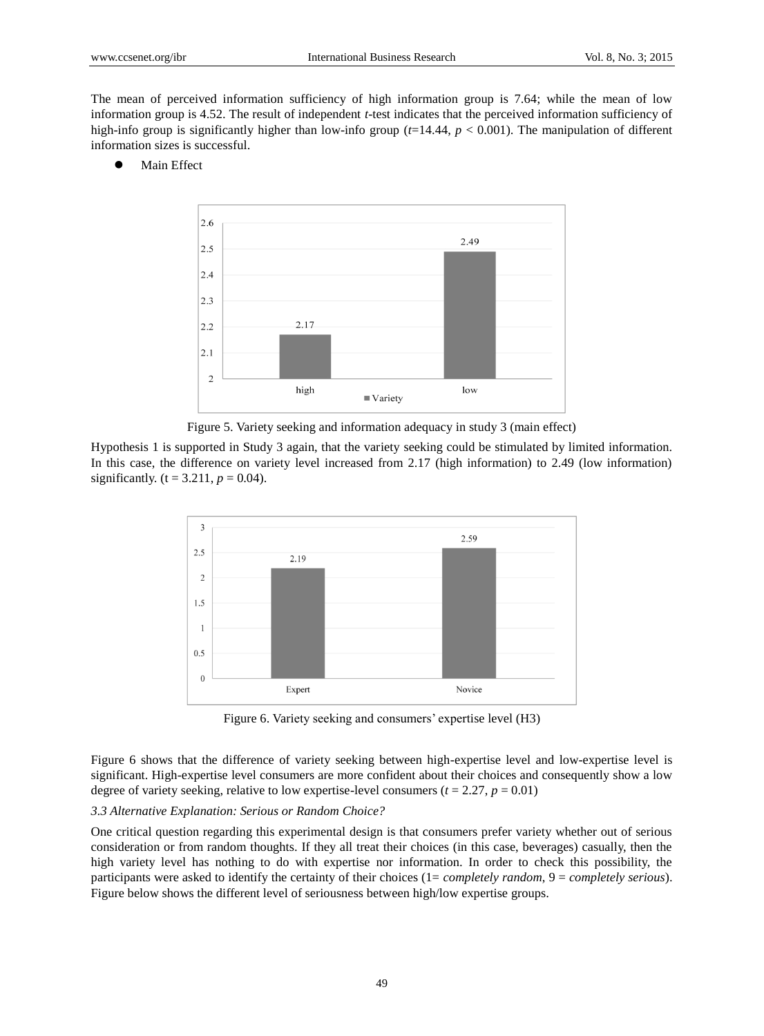The mean of perceived information sufficiency of high information group is 7.64; while the mean of low information group is 4.52. The result of independent *t*-test indicates that the perceived information sufficiency of high-info group is significantly higher than low-info group ($t$=14.44, $p < 0.001$). The manipulation of different information sizes is successful.

- Main Effect

Figure 5. Variety seeking and information adequacy in study 3 (main effect)

Hypothesis 1 is supported in Study 3 again, that the variety seeking could be stimulated by limited information. In this case, the difference on variety level increased from 2.17 (high information) to 2.49 (low information) significantly. ($t = 3.211$, $p = 0.04$).

Figure 6. Variety seeking and consumers' expertise level (H3)

Figure 6 shows that the difference of variety seeking between high-expertise level and low-expertise level is significant. High-expertise level consumers are more confident about their choices and consequently show a low degree of variety seeking, relative to low expertise-level consumers ($t = 2.27$, $p = 0.01$)

*3.3 Alternative Explanation: Serious or Random Choice?*

One critical question regarding this experimental design is that consumers prefer variety whether out of serious consideration or from random thoughts. If they all treat their choices (in this case, beverages) casually, then the high variety level has nothing to do with expertise nor information. In order to check this possibility, the participants were asked to identify the certainty of their choices (1= *completely random*, 9 = *completely serious*). Figure below shows the different level of seriousness between high/low expertise groups.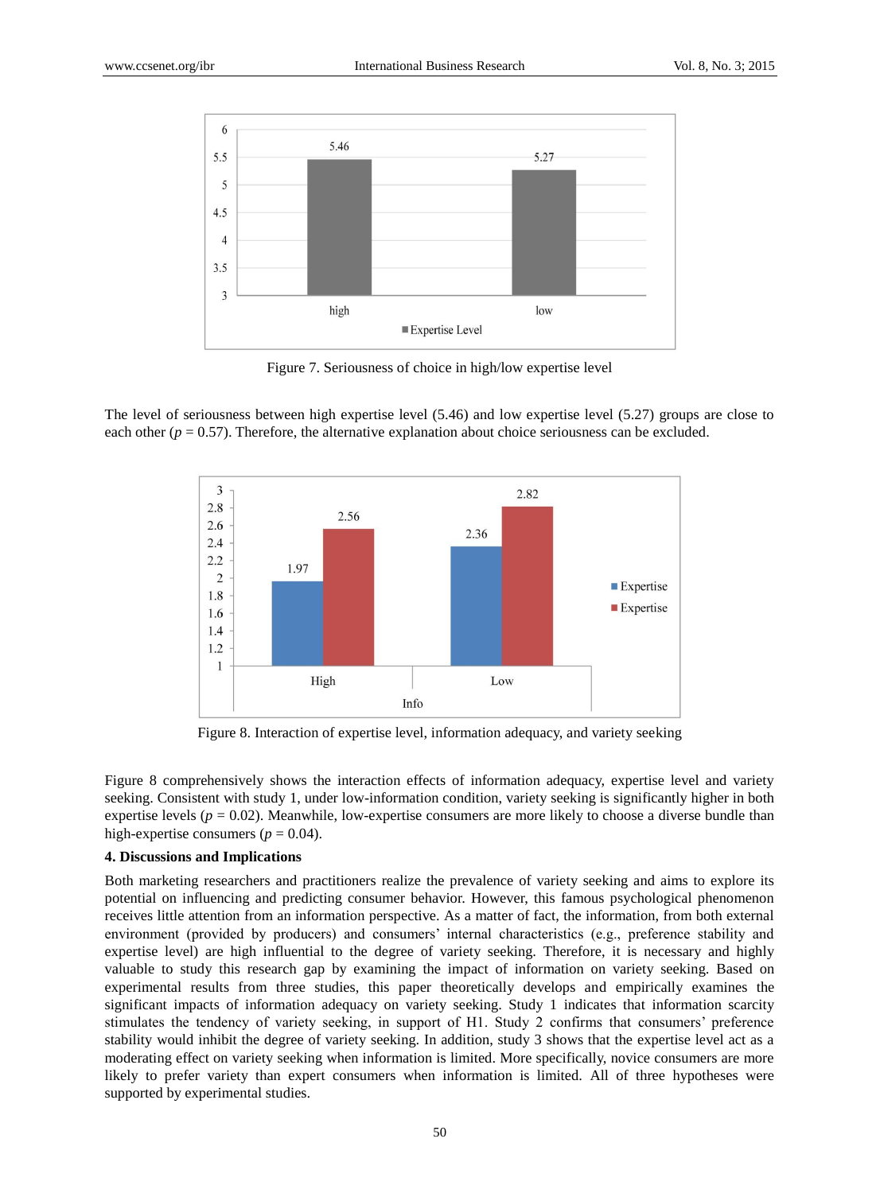Figure 7. Seriousness of choice in high/low expertise level

The level of seriousness between high expertise level (5.46) and low expertise level (5.27) groups are close to each other ($p = 0.57$). Therefore, the alternative explanation about choice seriousness can be excluded.

Figure 8. Interaction of expertise level, information adequacy, and variety seeking

Figure 8 comprehensively shows the interaction effects of information adequacy, expertise level and variety seeking. Consistent with study 1, under low-information condition, variety seeking is significantly higher in both expertise levels ($p = 0.02$). Meanwhile, low-expertise consumers are more likely to choose a diverse bundle than high-expertise consumers ($p = 0.04$).

## 4. Discussions and Implications

Both marketing researchers and practitioners realize the prevalence of variety seeking and aims to explore its potential on influencing and predicting consumer behavior. However, this famous psychological phenomenon receives little attention from an information perspective. As a matter of fact, the information, from both external environment (provided by producers) and consumers' internal characteristics (e.g., preference stability and expertise level) are high influential to the degree of variety seeking. Therefore, it is necessary and highly valuable to study this research gap by examining the impact of information on variety seeking. Based on experimental results from three studies, this paper theoretically develops and empirically examines the significant impacts of information adequacy on variety seeking. Study 1 indicates that information scarcity stimulates the tendency of variety seeking, in support of H1. Study 2 confirms that consumers' preference stability would inhibit the degree of variety seeking. In addition, study 3 shows that the expertise level act as a moderating effect on variety seeking when information is limited. More specifically, novice consumers are more likely to prefer variety than expert consumers when information is limited. All of three hypotheses were supported by experimental studies.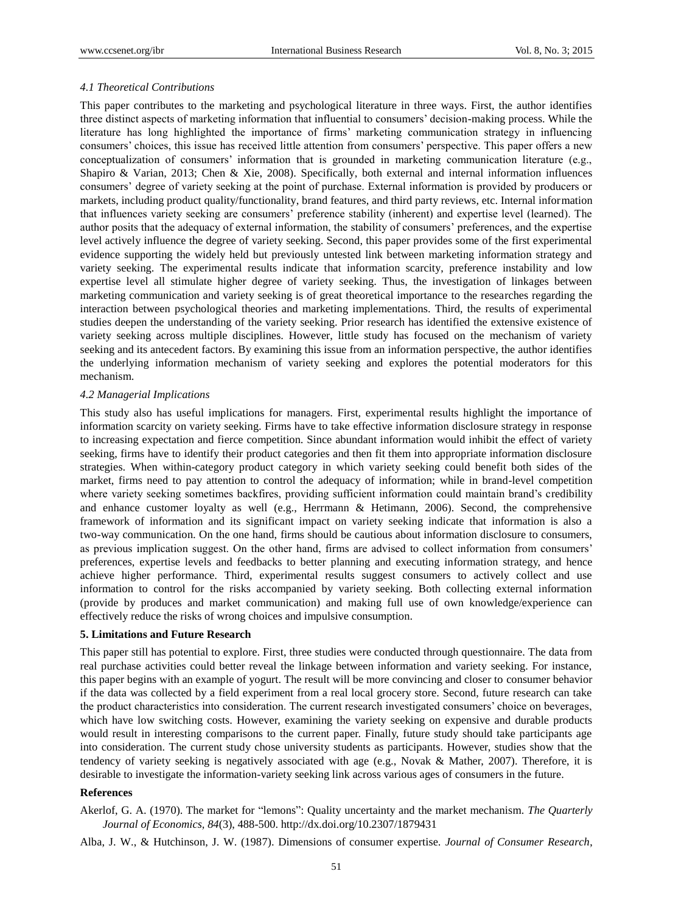### *4.1 Theoretical Contributions*

This paper contributes to the marketing and psychological literature in three ways. First, the author identifies three distinct aspects of marketing information that influential to consumers' decision-making process. While the literature has long highlighted the importance of firms' marketing communication strategy in influencing consumers' choices, this issue has received little attention from consumers' perspective. This paper offers a new conceptualization of consumers' information that is grounded in marketing communication literature (e.g., Shapiro & Varian, 2013; Chen & Xie, 2008). Specifically, both external and internal information influences consumers' degree of variety seeking at the point of purchase. External information is provided by producers or markets, including product quality/functionality, brand features, and third party reviews, etc. Internal information that influences variety seeking are consumers' preference stability (inherent) and expertise level (learned). The author posits that the adequacy of external information, the stability of consumers' preferences, and the expertise level actively influence the degree of variety seeking. Second, this paper provides some of the first experimental evidence supporting the widely held but previously untested link between marketing information strategy and variety seeking. The experimental results indicate that information scarcity, preference instability and low expertise level all stimulate higher degree of variety seeking. Thus, the investigation of linkages between marketing communication and variety seeking is of great theoretical importance to the researches regarding the interaction between psychological theories and marketing implementations. Third, the results of experimental studies deepen the understanding of the variety seeking. Prior research has identified the extensive existence of variety seeking across multiple disciplines. However, little study has focused on the mechanism of variety seeking and its antecedent factors. By examining this issue from an information perspective, the author identifies the underlying information mechanism of variety seeking and explores the potential moderators for this mechanism.

### *4.2 Managerial Implications*

This study also has useful implications for managers. First, experimental results highlight the importance of information scarcity on variety seeking. Firms have to take effective information disclosure strategy in response to increasing expectation and fierce competition. Since abundant information would inhibit the effect of variety seeking, firms have to identify their product categories and then fit them into appropriate information disclosure strategies. When within-category product category in which variety seeking could benefit both sides of the market, firms need to pay attention to control the adequacy of information; while in brand-level competition where variety seeking sometimes backfires, providing sufficient information could maintain brand's credibility and enhance customer loyalty as well (e.g., Herrmann & Hetimann, 2006). Second, the comprehensive framework of information and its significant impact on variety seeking indicate that information is also a two-way communication. On the one hand, firms should be cautious about information disclosure to consumers, as previous implication suggest. On the other hand, firms are advised to collect information from consumers' preferences, expertise levels and feedbacks to better planning and executing information strategy, and hence achieve higher performance. Third, experimental results suggest consumers to actively collect and use information to control for the risks accompanied by variety seeking. Both collecting external information (provide by produces and market communication) and making full use of own knowledge/experience can effectively reduce the risks of wrong choices and impulsive consumption.

## 5. Limitations and Future Research

This paper still has potential to explore. First, three studies were conducted through questionnaire. The data from real purchase activities could better reveal the linkage between information and variety seeking. For instance, this paper begins with an example of yogurt. The result will be more convincing and closer to consumer behavior if the data was collected by a field experiment from a real local grocery store. Second, future research can take the product characteristics into consideration. The current research investigated consumers' choice on beverages, which have low switching costs. However, examining the variety seeking on expensive and durable products would result in interesting comparisons to the current paper. Finally, future study should take participants age into consideration. The current study chose university students as participants. However, studies show that the tendency of variety seeking is negatively associated with age (e.g., Novak & Mather, 2007). Therefore, it is desirable to investigate the information-variety seeking link across various ages of consumers in the future.

## References

Akerlof, G. A. (1970). The market for "lemons": Quality uncertainty and the market mechanism. *The Quarterly Journal of Economics, 84*(3), 488-500. http://dx.doi.org/10.2307/1879431

Alba, J. W., & Hutchinson, J. W. (1987). Dimensions of consumer expertise. *Journal of Consumer Research*,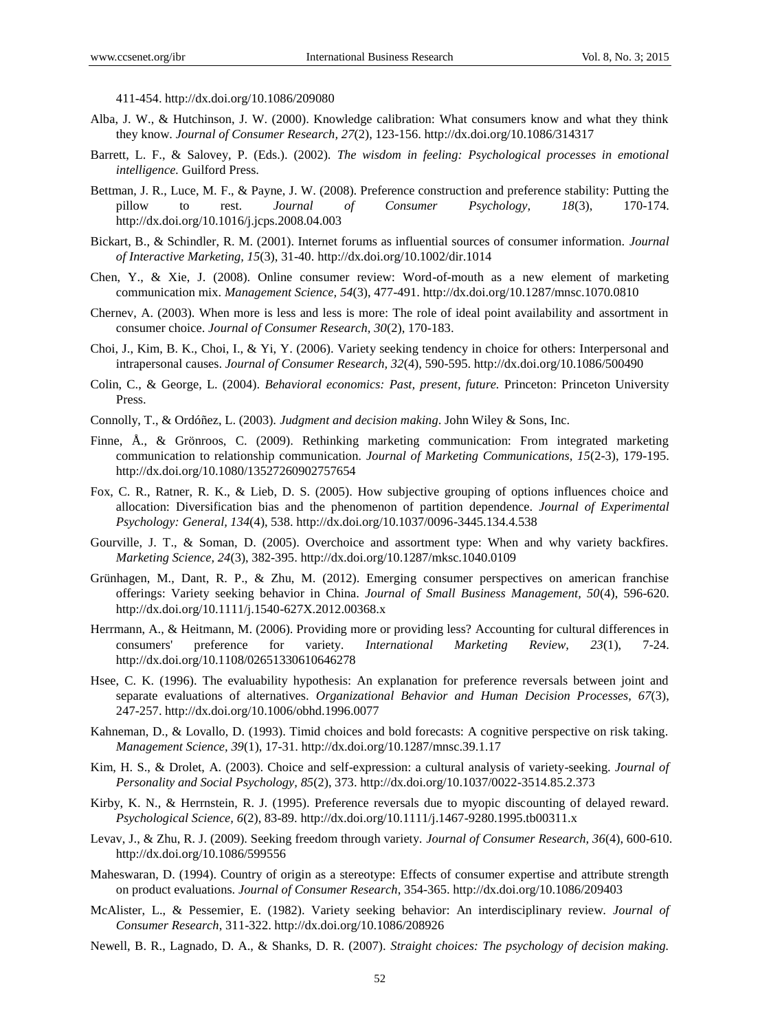411-454. http://dx.doi.org/10.1086/209080

Alba, J. W., & Hutchinson, J. W. (2000). Knowledge calibration: What consumers know and what they think they know. *Journal of Consumer Research, 27*(2), 123-156. http://dx.doi.org/10.1086/314317

Barrett, L. F., & Salovey, P. (Eds.). (2002). *The wisdom in feeling: Psychological processes in emotional intelligence.* Guilford Press.

Bettman, J. R., Luce, M. F., & Payne, J. W. (2008). Preference construction and preference stability: Putting the pillow to rest. *Journal of Consumer Psychology, 18*(3), 170-174. http://dx.doi.org/10.1016/j.jcps.2008.04.003

Bickart, B., & Schindler, R. M. (2001). Internet forums as influential sources of consumer information. *Journal of Interactive Marketing, 15*(3), 31-40. http://dx.doi.org/10.1002/dir.1014

Chen, Y., & Xie, J. (2008). Online consumer review: Word-of-mouth as a new element of marketing communication mix. *Management Science, 54*(3), 477-491. http://dx.doi.org/10.1287/mnsc.1070.0810

Chernev, A. (2003). When more is less and less is more: The role of ideal point availability and assortment in consumer choice. *Journal of Consumer Research, 30*(2), 170-183.

Choi, J., Kim, B. K., Choi, I., & Yi, Y. (2006). Variety seeking tendency in choice for others: Interpersonal and intrapersonal causes. *Journal of Consumer Research, 32*(4), 590-595. http://dx.doi.org/10.1086/500490

Colin, C., & George, L. (2004). *Behavioral economics: Past, present, future.* Princeton: Princeton University Press.

Connolly, T., & Ordóñez, L. (2003). *Judgment and decision making*. John Wiley & Sons, Inc.

Finne, Å., & Grönroos, C. (2009). Rethinking marketing communication: From integrated marketing communication to relationship communication. *Journal of Marketing Communications, 15*(2-3), 179-195. http://dx.doi.org/10.1080/13527260902757654

Fox, C. R., Ratner, R. K., & Lieb, D. S. (2005). How subjective grouping of options influences choice and allocation: Diversification bias and the phenomenon of partition dependence. *Journal of Experimental Psychology: General, 134*(4), 538. http://dx.doi.org/10.1037/0096-3445.134.4.538

Gourville, J. T., & Soman, D. (2005). Overchoice and assortment type: When and why variety backfires. *Marketing Science, 24*(3), 382-395. http://dx.doi.org/10.1287/mksc.1040.0109

Grünhagen, M., Dant, R. P., & Zhu, M. (2012). Emerging consumer perspectives on american franchise offerings: Variety seeking behavior in China. *Journal of Small Business Management, 50*(4), 596-620. http://dx.doi.org/10.1111/j.1540-627X.2012.00368.x

Herrmann, A., & Heitmann, M. (2006). Providing more or providing less? Accounting for cultural differences in consumers' preference for variety. *International Marketing Review, 23*(1), 7-24. http://dx.doi.org/10.1108/02651330610646278

Hsee, C. K. (1996). The evaluability hypothesis: An explanation for preference reversals between joint and separate evaluations of alternatives. *Organizational Behavior and Human Decision Processes, 67*(3), 247-257. http://dx.doi.org/10.1006/obhd.1996.0077

Kahneman, D., & Lovallo, D. (1993). Timid choices and bold forecasts: A cognitive perspective on risk taking. *Management Science, 39*(1), 17-31. http://dx.doi.org/10.1287/mnsc.39.1.17

Kim, H. S., & Drolet, A. (2003). Choice and self-expression: a cultural analysis of variety-seeking. *Journal of Personality and Social Psychology, 85*(2), 373. http://dx.doi.org/10.1037/0022-3514.85.2.373

Kirby, K. N., & Herrnstein, R. J. (1995). Preference reversals due to myopic discounting of delayed reward. *Psychological Science, 6*(2), 83-89. http://dx.doi.org/10.1111/j.1467-9280.1995.tb00311.x

Levav, J., & Zhu, R. J. (2009). Seeking freedom through variety. *Journal of Consumer Research, 36*(4), 600-610. http://dx.doi.org/10.1086/599556

Maheswaran, D. (1994). Country of origin as a stereotype: Effects of consumer expertise and attribute strength on product evaluations. *Journal of Consumer Research*, 354-365. http://dx.doi.org/10.1086/209403

McAlister, L., & Pessemier, E. (1982). Variety seeking behavior: An interdisciplinary review. *Journal of Consumer Research*, 311-322. http://dx.doi.org/10.1086/208926

Newell, B. R., Lagnado, D. A., & Shanks, D. R. (2007). *Straight choices: The psychology of decision making.*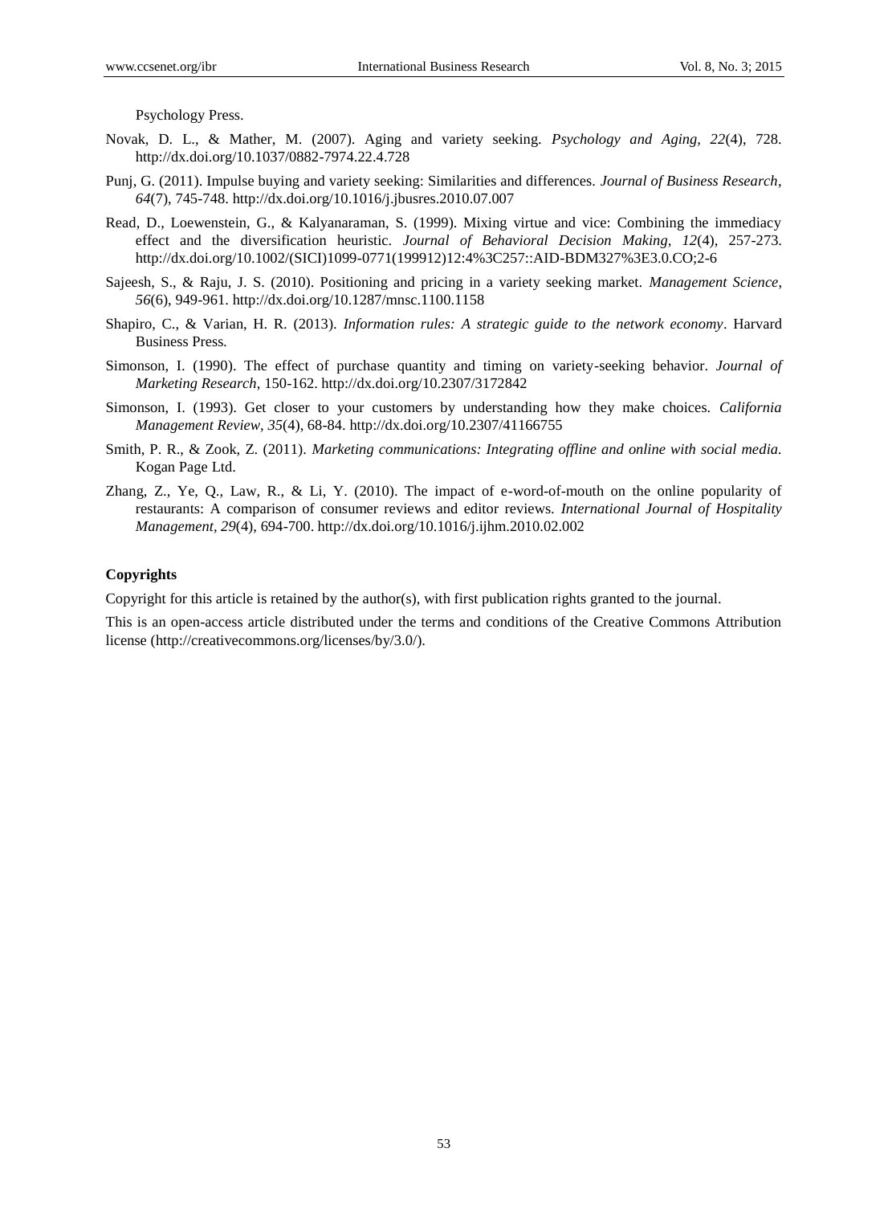Psychology Press.

Novak, D. L., & Mather, M. (2007). Aging and variety seeking. *Psychology and Aging, 22*(4), 728. http://dx.doi.org/10.1037/0882-7974.22.4.728

Punj, G. (2011). Impulse buying and variety seeking: Similarities and differences. *Journal of Business Research*, *64*(7), 745-748. http://dx.doi.org/10.1016/j.jbusres.2010.07.007

Read, D., Loewenstein, G., & Kalyanaraman, S. (1999). Mixing virtue and vice: Combining the immediacy effect and the diversification heuristic. *Journal of Behavioral Decision Making, 12*(4), 257-273. http://dx.doi.org/10.1002/(SICI)1099-0771(199912)12:4%3C257::AID-BDM327%3E3.0.CO;2-6

Sajeesh, S., & Raju, J. S. (2010). Positioning and pricing in a variety seeking market. *Management Science*, *56*(6), 949-961. http://dx.doi.org/10.1287/mnsc.1100.1158

Shapiro, C., & Varian, H. R. (2013). *Information rules: A strategic guide to the network economy*. Harvard Business Press.

Simonson, I. (1990). The effect of purchase quantity and timing on variety-seeking behavior. *Journal of Marketing Research*, 150-162. http://dx.doi.org/10.2307/3172842

Simonson, I. (1993). Get closer to your customers by understanding how they make choices. *California Management Review, 35*(4), 68-84. http://dx.doi.org/10.2307/41166755

Smith, P. R., & Zook, Z. (2011). *Marketing communications: Integrating offline and online with social media.* Kogan Page Ltd.

Zhang, Z., Ye, Q., Law, R., & Li, Y. (2010). The impact of e-word-of-mouth on the online popularity of restaurants: A comparison of consumer reviews and editor reviews. *International Journal of Hospitality Management, 29*(4), 694-700. http://dx.doi.org/10.1016/j.ijhm.2010.02.002

### Copyrights

Copyright for this article is retained by the author(s), with first publication rights granted to the journal.

This is an open-access article distributed under the terms and conditions of the Creative Commons Attribution license (http://creativecommons.org/licenses/by/3.0/).